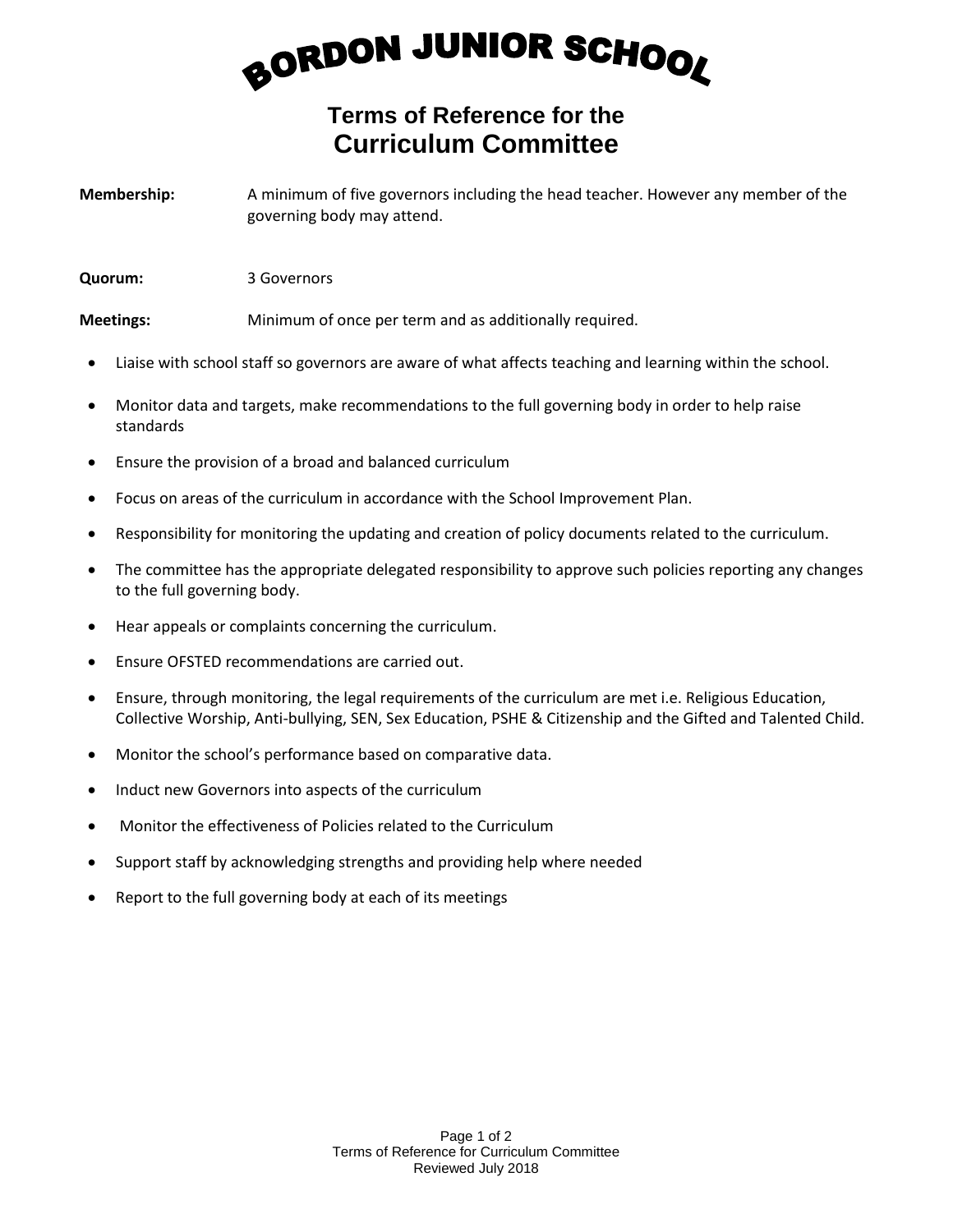# BORDON JUNIOR SCHOOL

## Terms of Reference for the Curriculum Committee

**Membership:** A minimum of five governors including the head teacher. However any member of the governing body may attend.

**Quorum:** 3 Governors

**Meetings:** Minimum of once per term and as additionally required.

- Liaise with school staff so governors are aware of what affects teaching and learning within the school.
- Monitor data and targets, make recommendations to the full governing body in order to help raise standards
- Ensure the provision of a broad and balanced curriculum
- Focus on areas of the curriculum in accordance with the School Improvement Plan.
- Responsibility for monitoring the updating and creation of policy documents related to the curriculum.
- The committee has the appropriate delegated responsibility to approve such policies reporting any changes to the full governing body.
- Hear appeals or complaints concerning the curriculum.
- Ensure OFSTED recommendations are carried out.
- Ensure, through monitoring, the legal requirements of the curriculum are met i.e. Religious Education, Collective Worship, Anti-bullying, SEN, Sex Education, PSHE & Citizenship and the Gifted and Talented Child.
- Monitor the school's performance based on comparative data.
- Induct new Governors into aspects of the curriculum
- Monitor the effectiveness of Policies related to the Curriculum
- Support staff by acknowledging strengths and providing help where needed
- Report to the full governing body at each of its meetings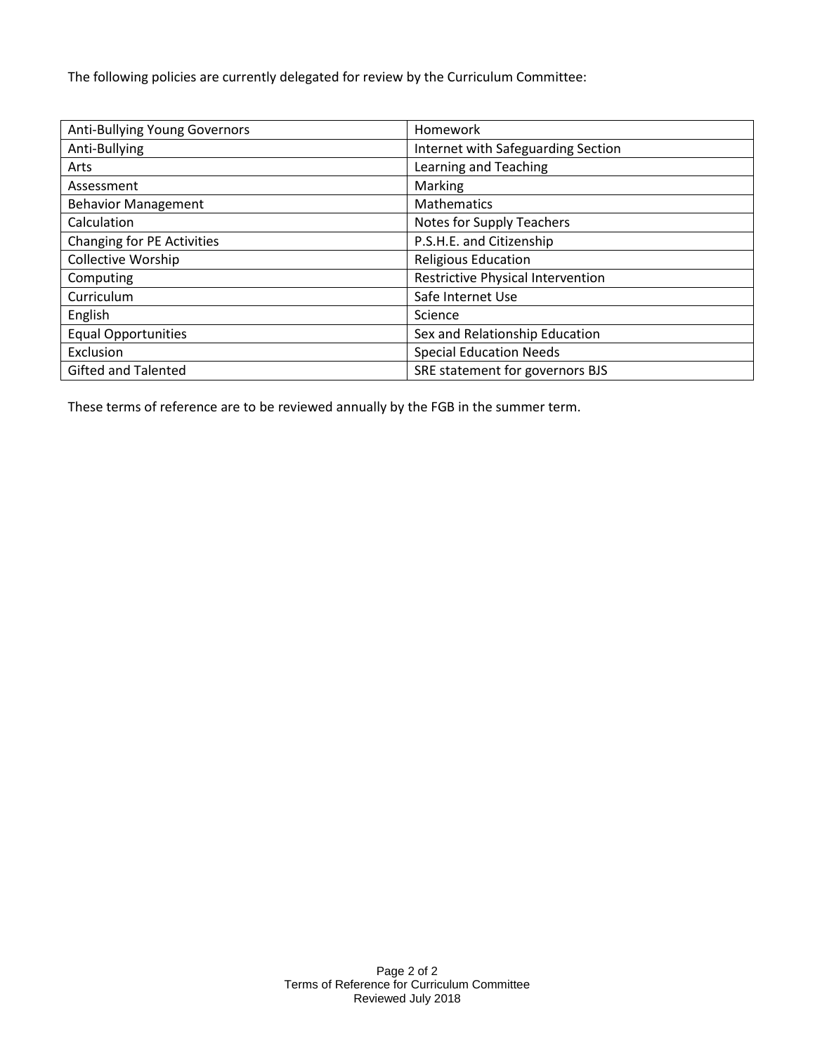The following policies are currently delegated for review by the Curriculum Committee:

| | |
|---|---|
| Anti-Bullying Young Governors | Homework |
| Anti-Bullying | Internet with Safeguarding Section |
| Arts | Learning and Teaching |
| Assessment | Marking |
| Behavior Management | Mathematics |
| Calculation | Notes for Supply Teachers |
| Changing for PE Activities | P.S.H.E. and Citizenship |
| Collective Worship | Religious Education |
| Computing | Restrictive Physical Intervention |
| Curriculum | Safe Internet Use |
| English | Science |
| Equal Opportunities | Sex and Relationship Education |
| Exclusion | Special Education Needs |
| Gifted and Talented | SRE statement for governors BJS |

These terms of reference are to be reviewed annually by the FGB in the summer term.